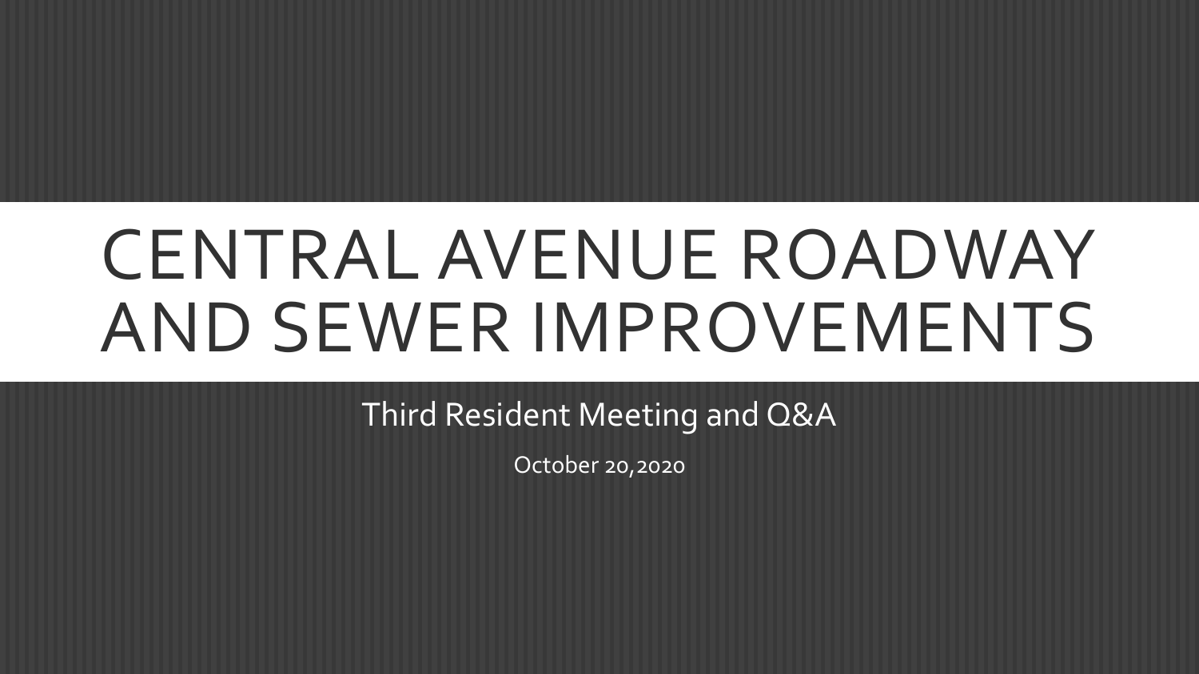# CENTRAL AVENUE ROADWAY AND SEWER IMPROVEMENTS

Third Resident Meeting and Q&A

October 20,2020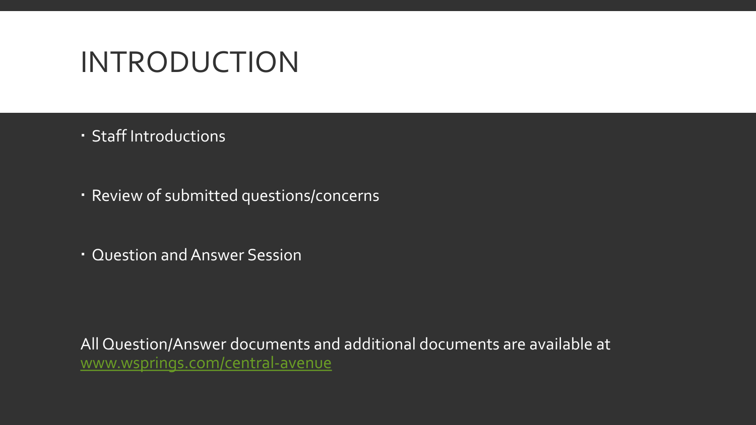# INTRODUCTION

- Staff Introductions
- Review of submitted questions/concerns
- Question and Answer Session

All Question/Answer documents and additional documents are available at [www.wsprings.com/central-avenue](www.wsprings.com/central-avenue)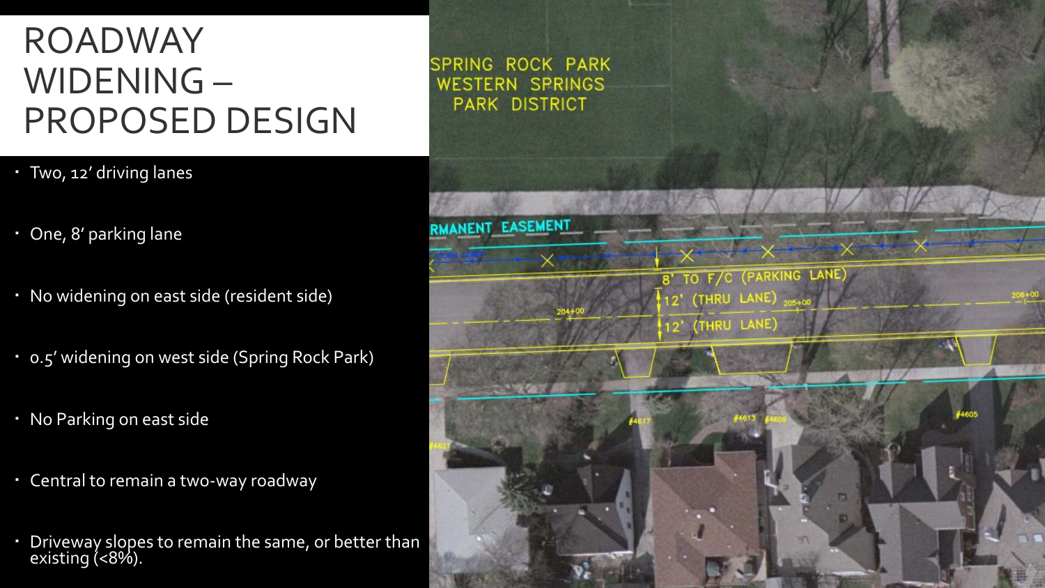# ROADWAY WIDENING – PROPOSED DESIGN

- Two, 12' driving lanes
- One, 8' parking lane
- No widening on east side (resident side)
- 0.5' widening on west side (Spring Rock Park)
- No Parking on east side
- Central to remain a two-way roadway
- Driveway slopes to remain the same, or better than existing (<8%).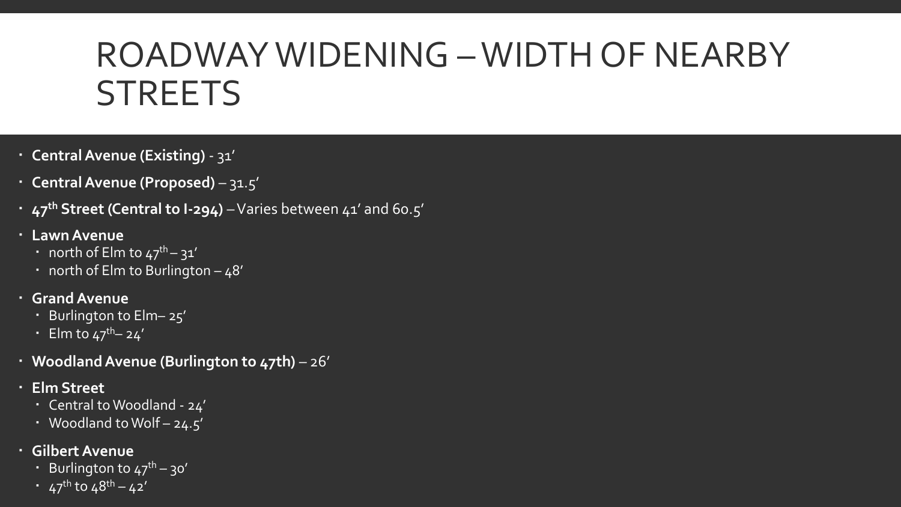# ROADWAY WIDENING – WIDTH OF NEARBY STREETS

- **Central Avenue (Existing)** - 31′
- **Central Avenue (Proposed)** – 31.5′
- **47th Street (Central to I-294)** – Varies between 41′ and 60.5′
- **Lawn Avenue**
  - north of Elm to 47th – 31′
  - north of Elm to Burlington – 48′
- **Grand Avenue**
  - Burlington to Elm– 25′
  - Elm to 47th– 24′
- **Woodland Avenue (Burlington to 47th)** – 26′
- **Elm Street**
  - Central to Woodland - 24′
  - Woodland to Wolf – 24.5′
- **Gilbert Avenue**
  - Burlington to 47th – 30′
  - 47th to 48th – 42′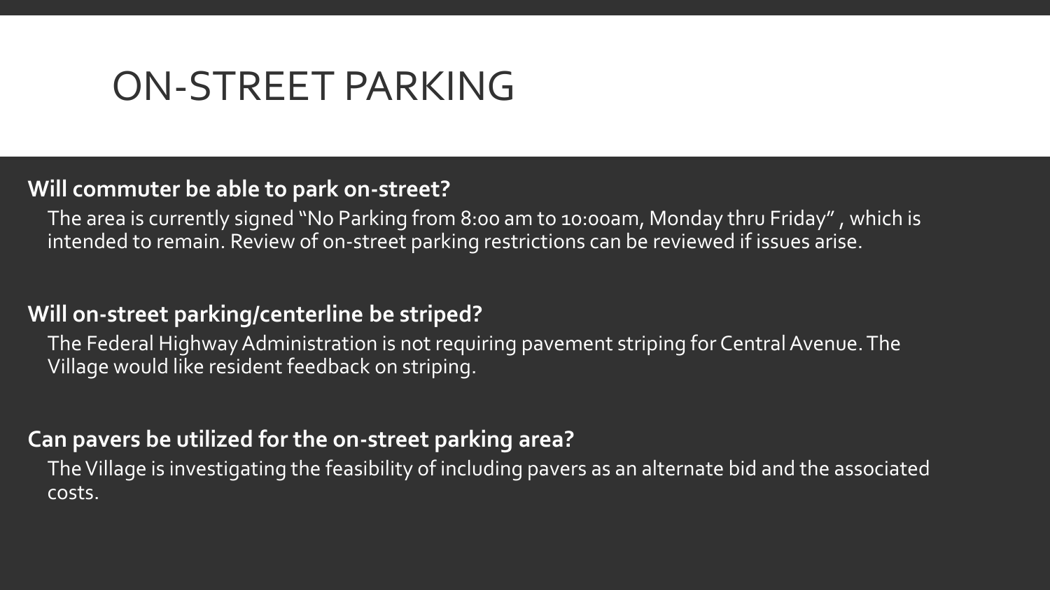# ON-STREET PARKING

**Will commuter be able to park on-street?**

The area is currently signed "No Parking from 8:00 am to 10:00am, Monday thru Friday" , which is intended to remain. Review of on-street parking restrictions can be reviewed if issues arise.

**Will on-street parking/centerline be striped?**

The Federal Highway Administration is not requiring pavement striping for Central Avenue. The Village would like resident feedback on striping.

**Can pavers be utilized for the on-street parking area?**

The Village is investigating the feasibility of including pavers as an alternate bid and the associated costs.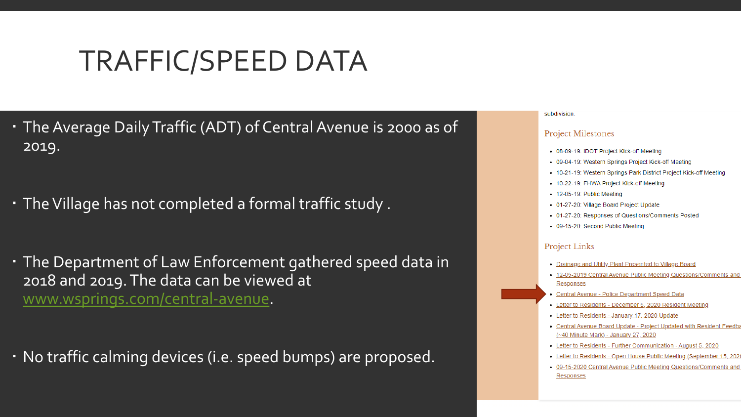# TRAFFIC/SPEED DATA

- The Average Daily Traffic (ADT) of Central Avenue is 2000 as of 2019.
- The Village has not completed a formal traffic study .
- The Department of Law Enforcement gathered speed data in 2018 and 2019. The data can be viewed at www.wsprings.com/central-avenue.
- No traffic calming devices (i.e. speed bumps) are proposed.

subdivision.

## Project Milestones

- 08-09-19: IDOT Project Kick-off Meeting
- 09-04-19: Western Springs Project Kick-off Meeting
- 10-21-19: Western Springs Park District Project Kick-off Meeting
- 10-22-19: FHWA Project Kick-off Meeting
- 12-05-19: Public Meeting
- 01-27-20: Village Board Project Update
- 01-27-20: Responses of Questions/Comments Posted
- 09-15-20: Second Public Meeting

## Project Links

- Drainage and Utility Plant Presented to Village Board
- 12-05-2019 Central Avenue Public Meeting Questions/Comments and Responses
- Central Avenue - Police Department Speed Data
- Letter to Residents - December 5, 2020 Resident Meeting
- Letter to Residents - January 17, 2020 Update
- Central Avenue Board Update - Project Updated with Resident Feedba (~40 Minute Mark) - January 27, 2020
- Letter to Residents - Further Communication - August 5, 2020
- Letter to Residents - Open House Public Meeting (September 15, 202
- 09-15-2020 Central Avenue Public Meeting Questions/Comments and Responses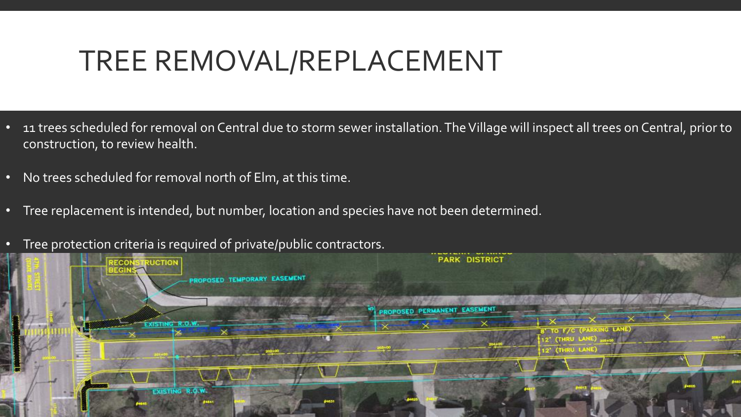# TREE REMOVAL/REPLACEMENT

- 11 trees scheduled for removal on Central due to storm sewer installation. The Village will inspect all trees on Central, prior to construction, to review health.
- No trees scheduled for removal north of Elm, at this time.
- Tree replacement is intended, but number, location and species have not been determined.
- Tree protection criteria is required of private/public contractors.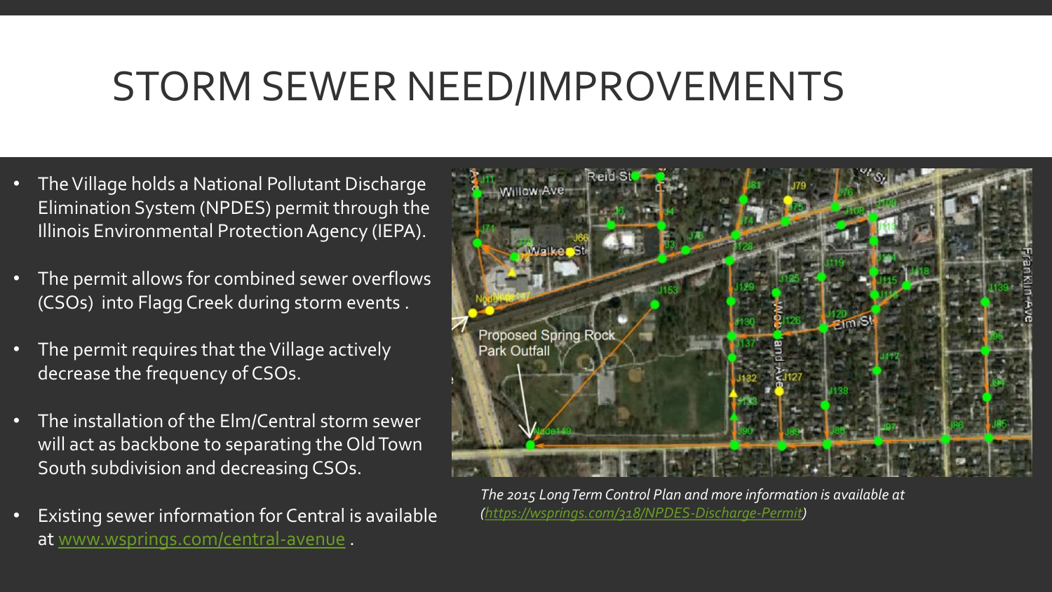# STORM SEWER NEED/IMPROVEMENTS

- The Village holds a National Pollutant Discharge Elimination System (NPDES) permit through the Illinois Environmental Protection Agency (IEPA).
- The permit allows for combined sewer overflows (CSOs) into Flagg Creek during storm events .
- The permit requires that the Village actively decrease the frequency of CSOs.
- The installation of the Elm/Central storm sewer will act as backbone to separating the Old Town South subdivision and decreasing CSOs.
- Existing sewer information for Central is available at www.wsprings.com/central-avenue .

*The 2015 Long Term Control Plan and more information is available at (https://wsprings.com/318/NPDES-Discharge-Permit)*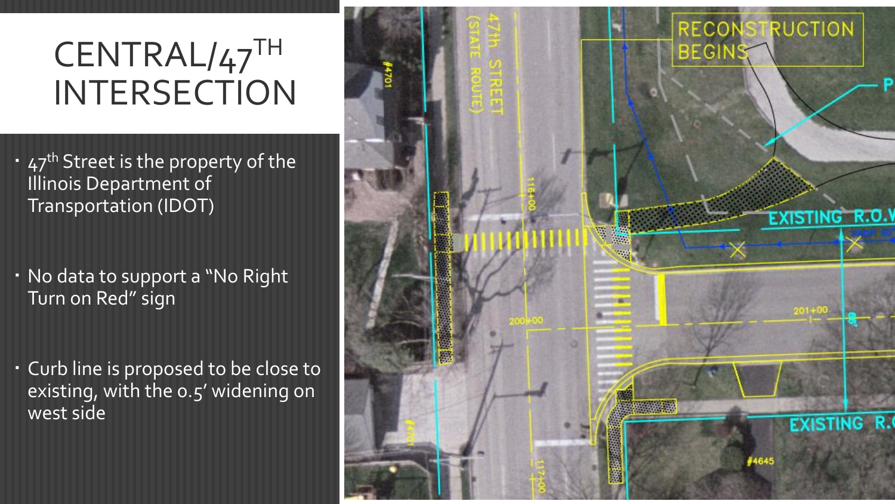# CENTRAL/47$^{TH}$ INTERSECTION

- 47$^{th}$ Street is the property of the Illinois Department of Transportation (IDOT)
- No data to support a "No Right Turn on Red" sign
- Curb line is proposed to be close to existing, with the 0.5' widening on west side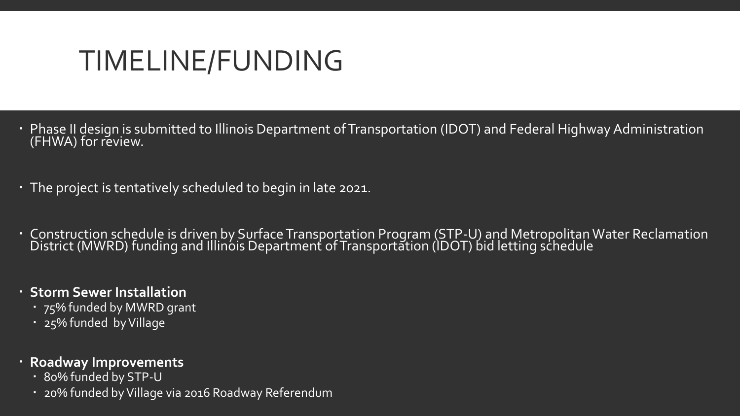# TIMELINE/FUNDING

- Phase II design is submitted to Illinois Department of Transportation (IDOT) and Federal Highway Administration (FHWA) for review.
- The project is tentatively scheduled to begin in late 2021.
- Construction schedule is driven by Surface Transportation Program (STP-U) and Metropolitan Water Reclamation District (MWRD) funding and Illinois Department of Transportation (IDOT) bid letting schedule
- **Storm Sewer Installation**
  - 75% funded by MWRD grant
  - 25% funded by Village
- **Roadway Improvements**
  - 80% funded by STP-U
  - 20% funded by Village via 2016 Roadway Referendum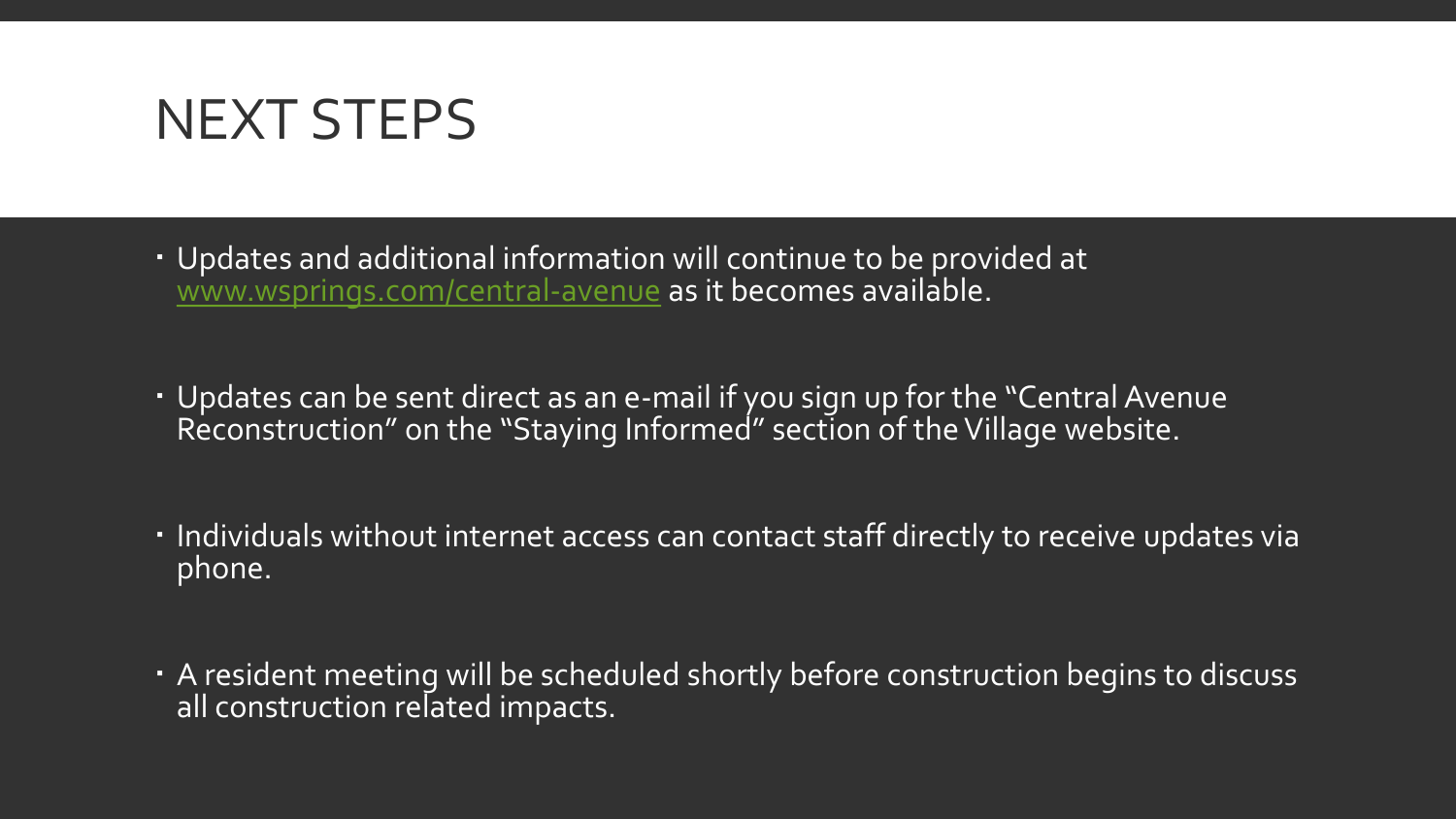# NEXT STEPS

- Updates and additional information will continue to be provided at [www.wsprings.com/central-avenue](http://www.wsprings.com/central-avenue) as it becomes available.
- Updates can be sent direct as an e-mail if you sign up for the "Central Avenue Reconstruction" on the "Staying Informed" section of the Village website.
- Individuals without internet access can contact staff directly to receive updates via phone.
- A resident meeting will be scheduled shortly before construction begins to discuss all construction related impacts.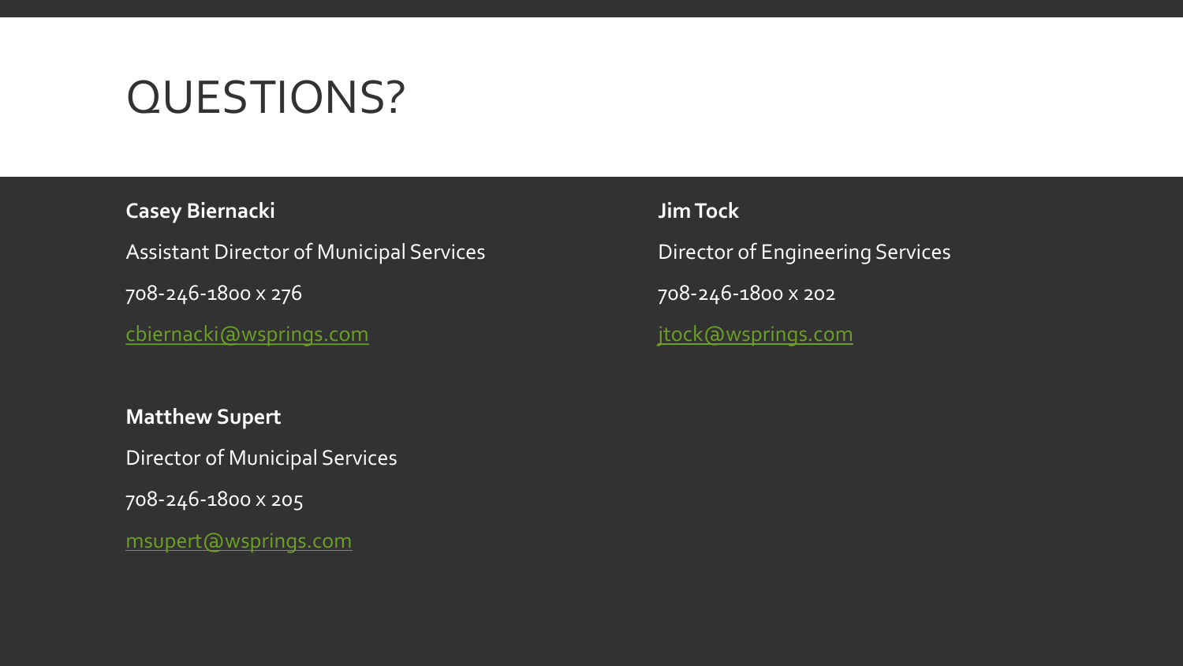# QUESTIONS?

**Casey Biernacki**

Assistant Director of Municipal Services

708-246-1800 x 276

cbiernacki@wsprings.com

**Matthew Supert**

Director of Municipal Services

708-246-1800 x 205

msupert@wsprings.com

**Jim Tock**

Director of Engineering Services

708-246-1800 x 202

jtock@wsprings.com